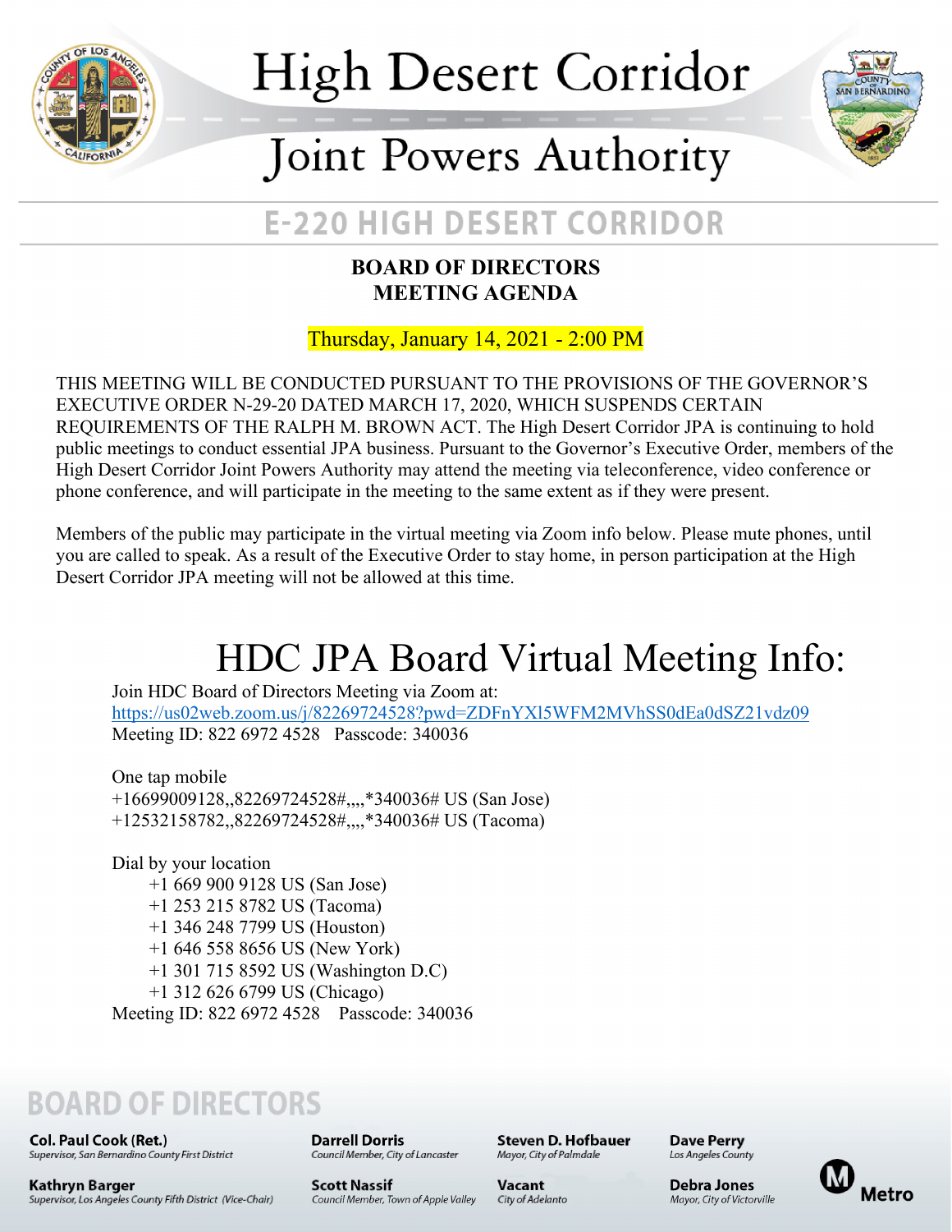# High Desert Corridor

# Joint Powers Authority

## E-220 HIGH DESERT CORRIDOR

**BOARD OF DIRECTORS**
**MEETING AGENDA**

Thursday, January 14, 2021 - 2:00 PM

THIS MEETING WILL BE CONDUCTED PURSUANT TO THE PROVISIONS OF THE GOVERNOR'S EXECUTIVE ORDER N-29-20 DATED MARCH 17, 2020, WHICH SUSPENDS CERTAIN REQUIREMENTS OF THE RALPH M. BROWN ACT. The High Desert Corridor JPA is continuing to hold public meetings to conduct essential JPA business. Pursuant to the Governor's Executive Order, members of the High Desert Corridor Joint Powers Authority may attend the meeting via teleconference, video conference or phone conference, and will participate in the meeting to the same extent as if they were present.

Members of the public may participate in the virtual meeting via Zoom info below. Please mute phones, until you are called to speak. As a result of the Executive Order to stay home, in person participation at the High Desert Corridor JPA meeting will not be allowed at this time.

## HDC JPA Board Virtual Meeting Info:

Join HDC Board of Directors Meeting via Zoom at:
https://us02web.zoom.us/j/82269724528?pwd=ZDFnYXl5WFM2MVhSS0dEa0dSZ21vdz09
Meeting ID: 822 6972 4528   Passcode: 340036

One tap mobile
+16699009128,,82269724528#,,,,*340036# US (San Jose)
+12532158782,,82269724528#,,,,*340036# US (Tacoma)

Dial by your location
- +1 669 900 9128 US (San Jose)
- +1 253 215 8782 US (Tacoma)
- +1 346 248 7799 US (Houston)
- +1 646 558 8656 US (New York)
- +1 301 715 8592 US (Washington D.C)
- +1 312 626 6799 US (Chicago)

Meeting ID: 822 6972 4528   Passcode: 340036

## BOARD OF DIRECTORS

**Col. Paul Cook (Ret.)**
*Supervisor, San Bernardino County First District*

**Kathryn Barger**
*Supervisor, Los Angeles County Fifth District (Vice-Chair)*

**Darrell Dorris**
*Council Member, City of Lancaster*

**Scott Nassif**
*Council Member, Town of Apple Valley*

**Steven D. Hofbauer**
*Mayor, City of Palmdale*

**Vacant**
*City of Adelanto*

**Dave Perry**
*Los Angeles County*

**Debra Jones**
*Mayor, City of Victorville*

Metro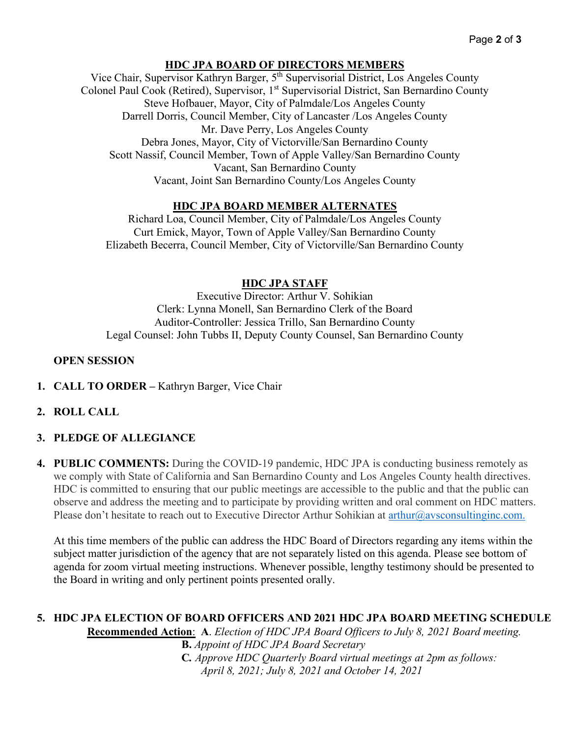## HDC JPA BOARD OF DIRECTORS MEMBERS

Vice Chair, Supervisor Kathryn Barger, 5th Supervisorial District, Los Angeles County
Colonel Paul Cook (Retired), Supervisor, 1st Supervisorial District, San Bernardino County
Steve Hofbauer, Mayor, City of Palmdale/Los Angeles County
Darrell Dorris, Council Member, City of Lancaster /Los Angeles County
Mr. Dave Perry, Los Angeles County
Debra Jones, Mayor, City of Victorville/San Bernardino County
Scott Nassif, Council Member, Town of Apple Valley/San Bernardino County
Vacant, San Bernardino County
Vacant, Joint San Bernardino County/Los Angeles County

## HDC JPA BOARD MEMBER ALTERNATES

Richard Loa, Council Member, City of Palmdale/Los Angeles County
Curt Emick, Mayor, Town of Apple Valley/San Bernardino County
Elizabeth Becerra, Council Member, City of Victorville/San Bernardino County

## HDC JPA STAFF

Executive Director: Arthur V. Sohikian
Clerk: Lynna Monell, San Bernardino Clerk of the Board
Auditor-Controller: Jessica Trillo, San Bernardino County
Legal Counsel: John Tubbs II, Deputy County Counsel, San Bernardino County

**OPEN SESSION**

1. **CALL TO ORDER –** Kathryn Barger, Vice Chair

2. **ROLL CALL**

3. **PLEDGE OF ALLEGIANCE**

4. **PUBLIC COMMENTS:** During the COVID-19 pandemic, HDC JPA is conducting business remotely as we comply with State of California and San Bernardino County and Los Angeles County health directives. HDC is committed to ensuring that our public meetings are accessible to the public and that the public can observe and address the meeting and to participate by providing written and oral comment on HDC matters. Please don't hesitate to reach out to Executive Director Arthur Sohikian at arthur@avsconsultinginc.com.

   At this time members of the public can address the HDC Board of Directors regarding any items within the subject matter jurisdiction of the agency that are not separately listed on this agenda. Please see bottom of agenda for zoom virtual meeting instructions. Whenever possible, lengthy testimony should be presented to the Board in writing and only pertinent points presented orally.

5. **HDC JPA ELECTION OF BOARD OFFICERS AND 2021 HDC JPA BOARD MEETING SCHEDULE**

   **Recommended Action**: **A**. *Election of HDC JPA Board Officers to July 8, 2021 Board meeting.*
   **B.** *Appoint of HDC JPA Board Secretary*
   **C.** *Approve HDC Quarterly Board virtual meetings at 2pm as follows: April 8, 2021; July 8, 2021 and October 14, 2021*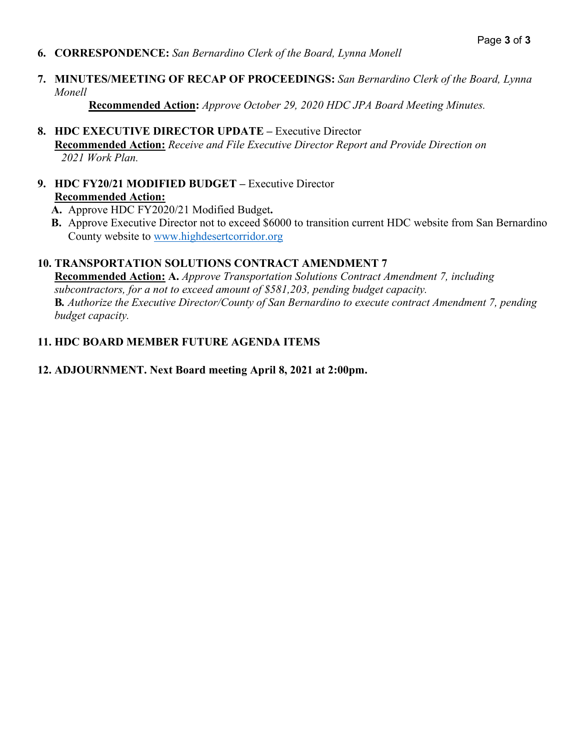6. **CORRESPONDENCE:** *San Bernardino Clerk of the Board, Lynna Monell*

7. **MINUTES/MEETING OF RECAP OF PROCEEDINGS:** *San Bernardino Clerk of the Board, Lynna Monell*

   **Recommended Action:** *Approve October 29, 2020 HDC JPA Board Meeting Minutes.*

8. **HDC EXECUTIVE DIRECTOR UPDATE –** Executive Director

   **Recommended Action:** *Receive and File Executive Director Report and Provide Direction on 2021 Work Plan.*

9. **HDC FY20/21 MODIFIED BUDGET –** Executive Director

   **Recommended Action:**

   **A.** Approve HDC FY2020/21 Modified Budget**.**

   **B.** Approve Executive Director not to exceed $6000 to transition current HDC website from San Bernardino County website to [www.highdesertcorridor.org](www.highdesertcorridor.org)

10. **TRANSPORTATION SOLUTIONS CONTRACT AMENDMENT 7**

    **Recommended Action:** **A.** *Approve Transportation Solutions Contract Amendment 7, including subcontractors, for a not to exceed amount of $581,203, pending budget capacity.*

    ***B.*** *Authorize the Executive Director/County of San Bernardino to execute contract Amendment 7, pending budget capacity.*

11. **HDC BOARD MEMBER FUTURE AGENDA ITEMS**

12. **ADJOURNMENT. Next Board meeting April 8, 2021 at 2:00pm.**